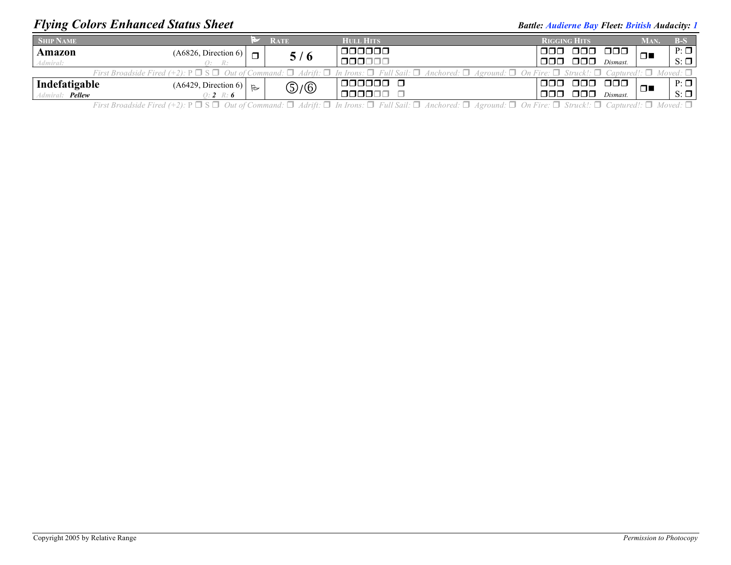# Flying Colors Enhanced Status Sheet

**Battle: Audierne Bay Fleet: British Audacity: 1**

| Ship Name | | ⚑ | Rate | Hull Hits | Rigging Hits | Man. | B-S |
|---|---|---|---|---|---|---|---|
| **Amazon** *Admiral:* | (A6826, Direction 6) *Q: R:* | ❒ | **5 / 6** | ❒❒❒❒❒❒ ❒❒❒❒❒❒ | ❒❒❒ ❒❒❒ ❒❒❒ ❒❒❒ ❒❒❒ *Dismast.* | ❒■ | P: ❒ S: ❒ |

*First Broadside Fired (+2):* P ❒ S ❒ *Out of Command:* ❒ *Adrift:* ❒ *In Irons:* ❒ *Full Sail:* ❒ *Anchored:* ❒ *Aground:* ❒ *On Fire:* ❒ *Struck!:* ❒ *Captured!:* ❒ *Moved:* ❒

| Ship Name | | ⚑ | Rate | Hull Hits | Rigging Hits | Man. | B-S |
|---|---|---|---|---|---|---|---|
| **Indefatigable** *Admiral:* ***Pellew*** | (A6429, Direction 6) *Q:* ***2*** *R:* ***6*** | ⚐ | ⑤/⑥ | ❒❒❒❒❒❒ ❒ ❒❒❒❒❒❒ ❒ | ❒❒❒ ❒❒❒ ❒❒❒ ❒❒❒ ❒❒❒ *Dismast.* | ❒■ | P: ❒ S: ❒ |

*First Broadside Fired (+2):* P ❒ S ❒ *Out of Command:* ❒ *Adrift:* ❒ *In Irons:* ❒ *Full Sail:* ❒ *Anchored:* ❒ *Aground:* ❒ *On Fire:* ❒ *Struck!:* ❒ *Captured!:* ❒ *Moved:* ❒

Copyright 2005 by Relative Range

*Permission to Photocopy*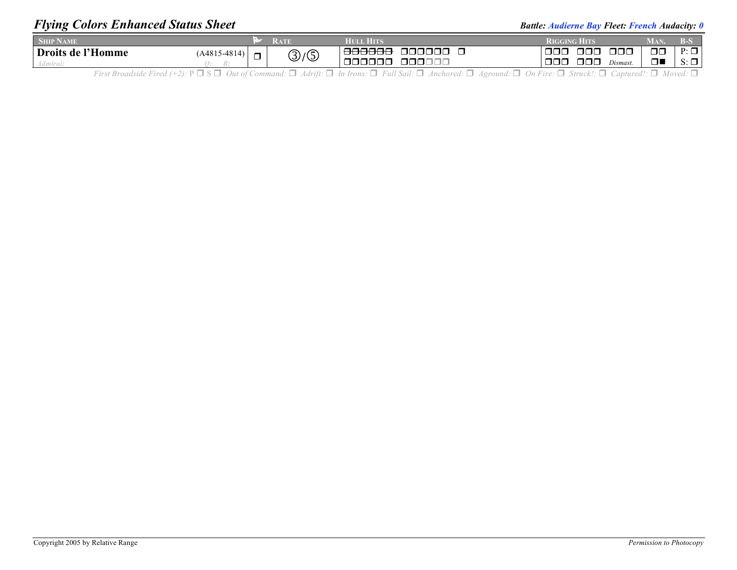# *Flying Colors Enhanced Status Sheet*

***Battle:** Audierne Bay* ***Fleet:** French* ***Audacity:** 0*

| Ship Name | | 🏳 | Rate | Hull Hits | Rigging Hits | Man. | B-S |
|---|---|---|---|---|---|---|---|
| **Droits de l'Homme** *Admiral:* | (A4815-4814) *Q: R:* | ❐ | ③/⑤ | ❐❐❐❐❐❐ ❐❐❐❐❐❐ ❐ ❐❐❐❐❐❐ ❐❐❐❐❐❐ | ❐❐❐ ❐❐❐ ❐❐❐ ❐❐❐ ❐❐❐ *Dismast.* | ❐❐ ❐■ | P: ❐ S: ❐ |

*First Broadside Fired (+2):* P ❐ S ❐ *Out of Command:* ❐ *Adrift:* ❐ *In Irons:* ❐ *Full Sail:* ❐ *Anchored:* ❐ *Aground:* ❐ *On Fire:* ❐ *Struck!:* ❐ *Captured!:* ❐ *Moved:* ❐

Copyright 2005 by Relative Range

*Permission to Photocopy*